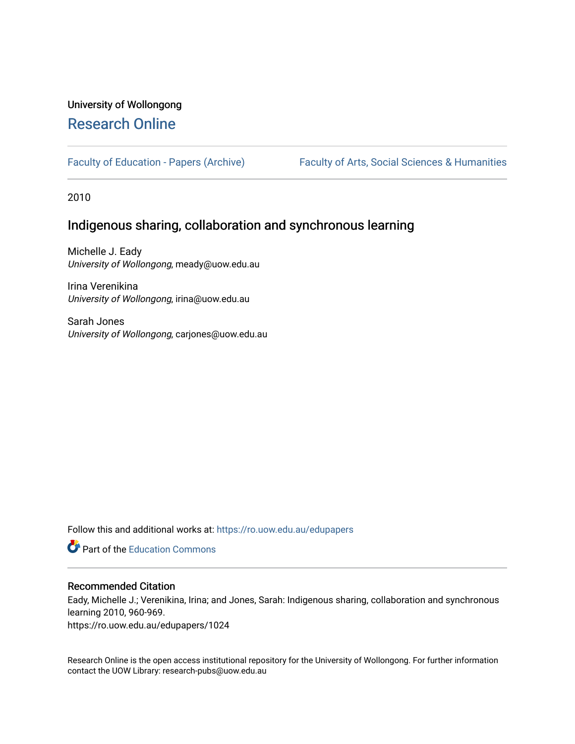University of Wollongong

# Research Online

Faculty of Education - Papers (Archive) | Faculty of Arts, Social Sciences & Humanities

2010

## Indigenous sharing, collaboration and synchronous learning

Michelle J. Eady
*University of Wollongong*, meady@uow.edu.au

Irina Verenikina
*University of Wollongong*, irina@uow.edu.au

Sarah Jones
*University of Wollongong*, carjones@uow.edu.au

Follow this and additional works at: https://ro.uow.edu.au/edupapers

Part of the Education Commons

### Recommended Citation

Eady, Michelle J.; Verenikina, Irina; and Jones, Sarah: Indigenous sharing, collaboration and synchronous learning 2010, 960-969.
https://ro.uow.edu.au/edupapers/1024

Research Online is the open access institutional repository for the University of Wollongong. For further information contact the UOW Library: research-pubs@uow.edu.au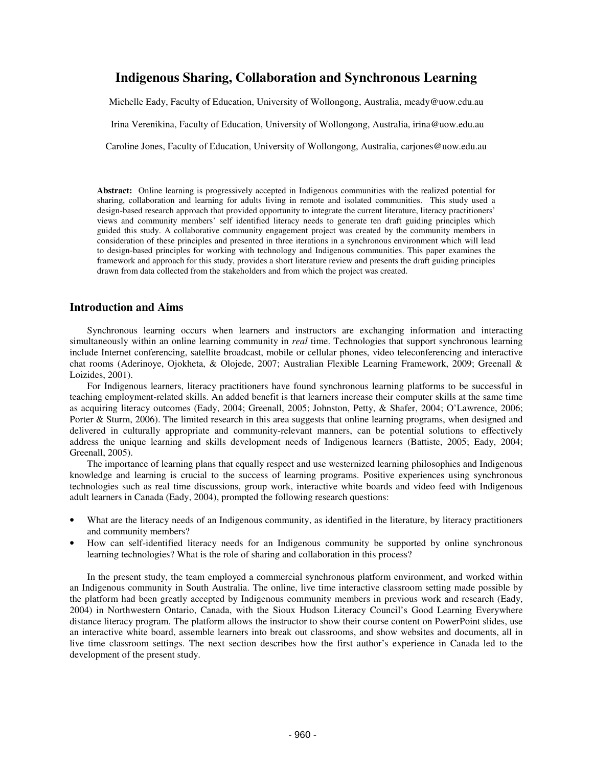# Indigenous Sharing, Collaboration and Synchronous Learning

Michelle Eady, Faculty of Education, University of Wollongong, Australia, meady@uow.edu.au

Irina Verenikina, Faculty of Education, University of Wollongong, Australia, irina@uow.edu.au

Caroline Jones, Faculty of Education, University of Wollongong, Australia, carjones@uow.edu.au

**Abstract:** Online learning is progressively accepted in Indigenous communities with the realized potential for sharing, collaboration and learning for adults living in remote and isolated communities. This study used a design-based research approach that provided opportunity to integrate the current literature, literacy practitioners' views and community members' self identified literacy needs to generate ten draft guiding principles which guided this study. A collaborative community engagement project was created by the community members in consideration of these principles and presented in three iterations in a synchronous environment which will lead to design-based principles for working with technology and Indigenous communities. This paper examines the framework and approach for this study, provides a short literature review and presents the draft guiding principles drawn from data collected from the stakeholders and from which the project was created.

## Introduction and Aims

Synchronous learning occurs when learners and instructors are exchanging information and interacting simultaneously within an online learning community in *real* time. Technologies that support synchronous learning include Internet conferencing, satellite broadcast, mobile or cellular phones, video teleconferencing and interactive chat rooms (Aderinoye, Ojokheta, & Olojede, 2007; Australian Flexible Learning Framework, 2009; Greenall & Loizides, 2001).

For Indigenous learners, literacy practitioners have found synchronous learning platforms to be successful in teaching employment-related skills. An added benefit is that learners increase their computer skills at the same time as acquiring literacy outcomes (Eady, 2004; Greenall, 2005; Johnston, Petty, & Shafer, 2004; O'Lawrence, 2006; Porter & Sturm, 2006). The limited research in this area suggests that online learning programs, when designed and delivered in culturally appropriate and community-relevant manners, can be potential solutions to effectively address the unique learning and skills development needs of Indigenous learners (Battiste, 2005; Eady, 2004; Greenall, 2005).

The importance of learning plans that equally respect and use westernized learning philosophies and Indigenous knowledge and learning is crucial to the success of learning programs. Positive experiences using synchronous technologies such as real time discussions, group work, interactive white boards and video feed with Indigenous adult learners in Canada (Eady, 2004), prompted the following research questions:

- What are the literacy needs of an Indigenous community, as identified in the literature, by literacy practitioners and community members?
- How can self-identified literacy needs for an Indigenous community be supported by online synchronous learning technologies? What is the role of sharing and collaboration in this process?

In the present study, the team employed a commercial synchronous platform environment, and worked within an Indigenous community in South Australia. The online, live time interactive classroom setting made possible by the platform had been greatly accepted by Indigenous community members in previous work and research (Eady, 2004) in Northwestern Ontario, Canada, with the Sioux Hudson Literacy Council's Good Learning Everywhere distance literacy program. The platform allows the instructor to show their course content on PowerPoint slides, use an interactive white board, assemble learners into break out classrooms, and show websites and documents, all in live time classroom settings. The next section describes how the first author's experience in Canada led to the development of the present study.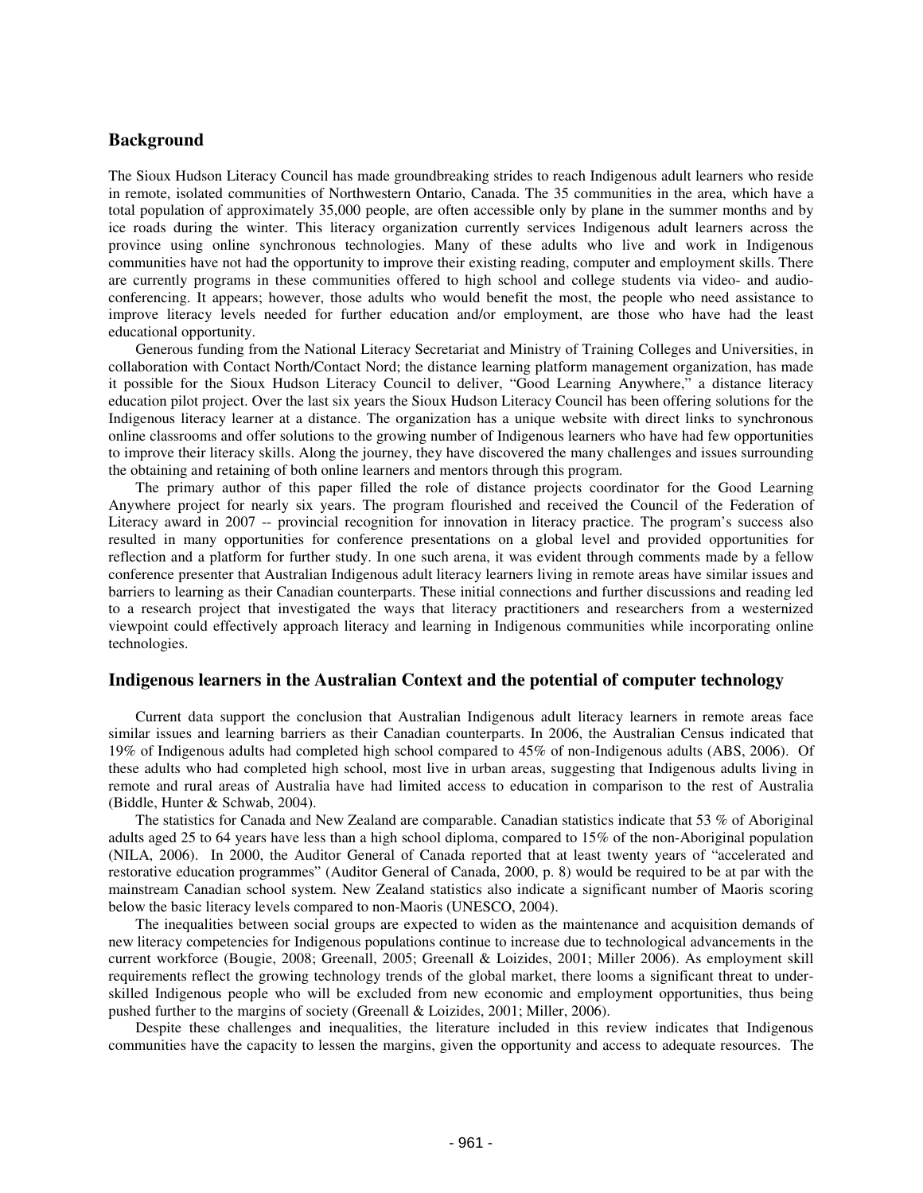## Background

The Sioux Hudson Literacy Council has made groundbreaking strides to reach Indigenous adult learners who reside in remote, isolated communities of Northwestern Ontario, Canada. The 35 communities in the area, which have a total population of approximately 35,000 people, are often accessible only by plane in the summer months and by ice roads during the winter. This literacy organization currently services Indigenous adult learners across the province using online synchronous technologies. Many of these adults who live and work in Indigenous communities have not had the opportunity to improve their existing reading, computer and employment skills. There are currently programs in these communities offered to high school and college students via video- and audio-conferencing. It appears; however, those adults who would benefit the most, the people who need assistance to improve literacy levels needed for further education and/or employment, are those who have had the least educational opportunity.

Generous funding from the National Literacy Secretariat and Ministry of Training Colleges and Universities, in collaboration with Contact North/Contact Nord; the distance learning platform management organization, has made it possible for the Sioux Hudson Literacy Council to deliver, "Good Learning Anywhere," a distance literacy education pilot project. Over the last six years the Sioux Hudson Literacy Council has been offering solutions for the Indigenous literacy learner at a distance. The organization has a unique website with direct links to synchronous online classrooms and offer solutions to the growing number of Indigenous learners who have had few opportunities to improve their literacy skills. Along the journey, they have discovered the many challenges and issues surrounding the obtaining and retaining of both online learners and mentors through this program.

The primary author of this paper filled the role of distance projects coordinator for the Good Learning Anywhere project for nearly six years. The program flourished and received the Council of the Federation of Literacy award in 2007 -- provincial recognition for innovation in literacy practice. The program's success also resulted in many opportunities for conference presentations on a global level and provided opportunities for reflection and a platform for further study. In one such arena, it was evident through comments made by a fellow conference presenter that Australian Indigenous adult literacy learners living in remote areas have similar issues and barriers to learning as their Canadian counterparts. These initial connections and further discussions and reading led to a research project that investigated the ways that literacy practitioners and researchers from a westernized viewpoint could effectively approach literacy and learning in Indigenous communities while incorporating online technologies.

## Indigenous learners in the Australian Context and the potential of computer technology

Current data support the conclusion that Australian Indigenous adult literacy learners in remote areas face similar issues and learning barriers as their Canadian counterparts. In 2006, the Australian Census indicated that 19% of Indigenous adults had completed high school compared to 45% of non-Indigenous adults (ABS, 2006). Of these adults who had completed high school, most live in urban areas, suggesting that Indigenous adults living in remote and rural areas of Australia have had limited access to education in comparison to the rest of Australia (Biddle, Hunter & Schwab, 2004).

The statistics for Canada and New Zealand are comparable. Canadian statistics indicate that 53 % of Aboriginal adults aged 25 to 64 years have less than a high school diploma, compared to 15% of the non-Aboriginal population (NILA, 2006). In 2000, the Auditor General of Canada reported that at least twenty years of "accelerated and restorative education programmes" (Auditor General of Canada, 2000, p. 8) would be required to be at par with the mainstream Canadian school system. New Zealand statistics also indicate a significant number of Maoris scoring below the basic literacy levels compared to non-Maoris (UNESCO, 2004).

The inequalities between social groups are expected to widen as the maintenance and acquisition demands of new literacy competencies for Indigenous populations continue to increase due to technological advancements in the current workforce (Bougie, 2008; Greenall, 2005; Greenall & Loizides, 2001; Miller 2006). As employment skill requirements reflect the growing technology trends of the global market, there looms a significant threat to under-skilled Indigenous people who will be excluded from new economic and employment opportunities, thus being pushed further to the margins of society (Greenall & Loizides, 2001; Miller, 2006).

Despite these challenges and inequalities, the literature included in this review indicates that Indigenous communities have the capacity to lessen the margins, given the opportunity and access to adequate resources. The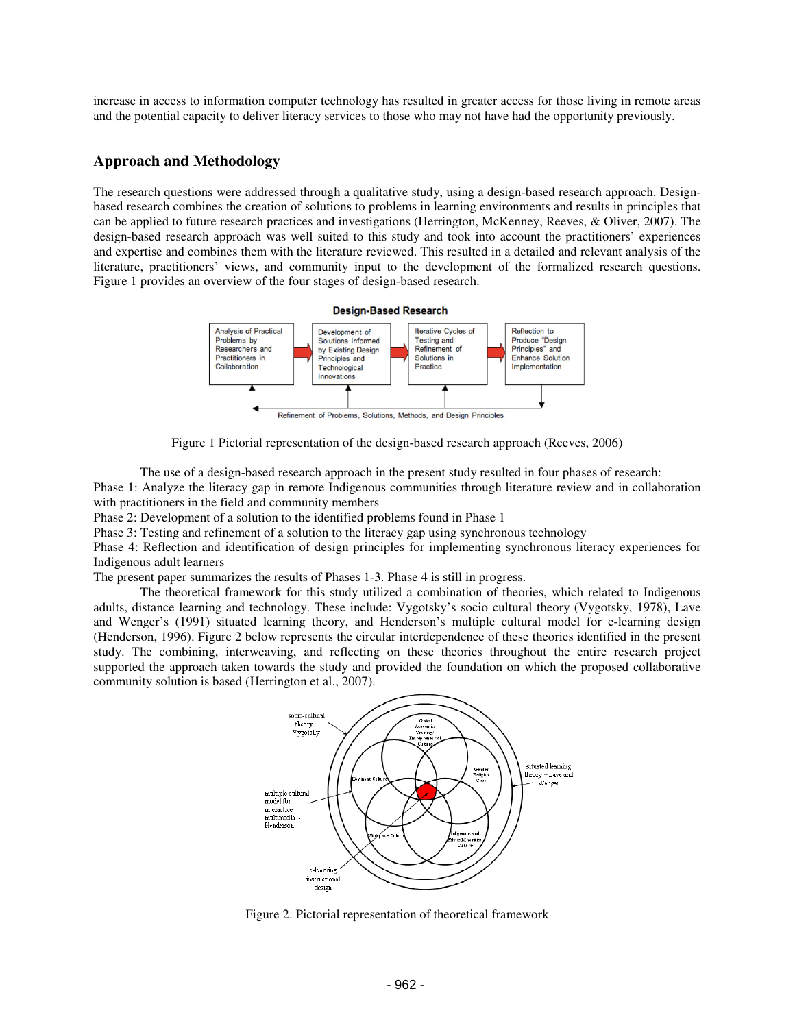increase in access to information computer technology has resulted in greater access for those living in remote areas and the potential capacity to deliver literacy services to those who may not have had the opportunity previously.

## Approach and Methodology

The research questions were addressed through a qualitative study, using a design-based research approach. Design-based research combines the creation of solutions to problems in learning environments and results in principles that can be applied to future research practices and investigations (Herrington, McKenney, Reeves, & Oliver, 2007). The design-based research approach was well suited to this study and took into account the practitioners' experiences and expertise and combines them with the literature reviewed. This resulted in a detailed and relevant analysis of the literature, practitioners' views, and community input to the development of the formalized research questions. Figure 1 provides an overview of the four stages of design-based research.

Figure 1 Pictorial representation of the design-based research approach (Reeves, 2006)

The use of a design-based research approach in the present study resulted in four phases of research:

Phase 1: Analyze the literacy gap in remote Indigenous communities through literature review and in collaboration with practitioners in the field and community members

Phase 2: Development of a solution to the identified problems found in Phase 1

Phase 3: Testing and refinement of a solution to the literacy gap using synchronous technology

Phase 4: Reflection and identification of design principles for implementing synchronous literacy experiences for Indigenous adult learners

The present paper summarizes the results of Phases 1-3. Phase 4 is still in progress.

The theoretical framework for this study utilized a combination of theories, which related to Indigenous adults, distance learning and technology. These include: Vygotsky's socio cultural theory (Vygotsky, 1978), Lave and Wenger's (1991) situated learning theory, and Henderson's multiple cultural model for e-learning design (Henderson, 1996). Figure 2 below represents the circular interdependence of these theories identified in the present study. The combining, interweaving, and reflecting on these theories throughout the entire research project supported the approach taken towards the study and provided the foundation on which the proposed collaborative community solution is based (Herrington et al., 2007).

Figure 2. Pictorial representation of theoretical framework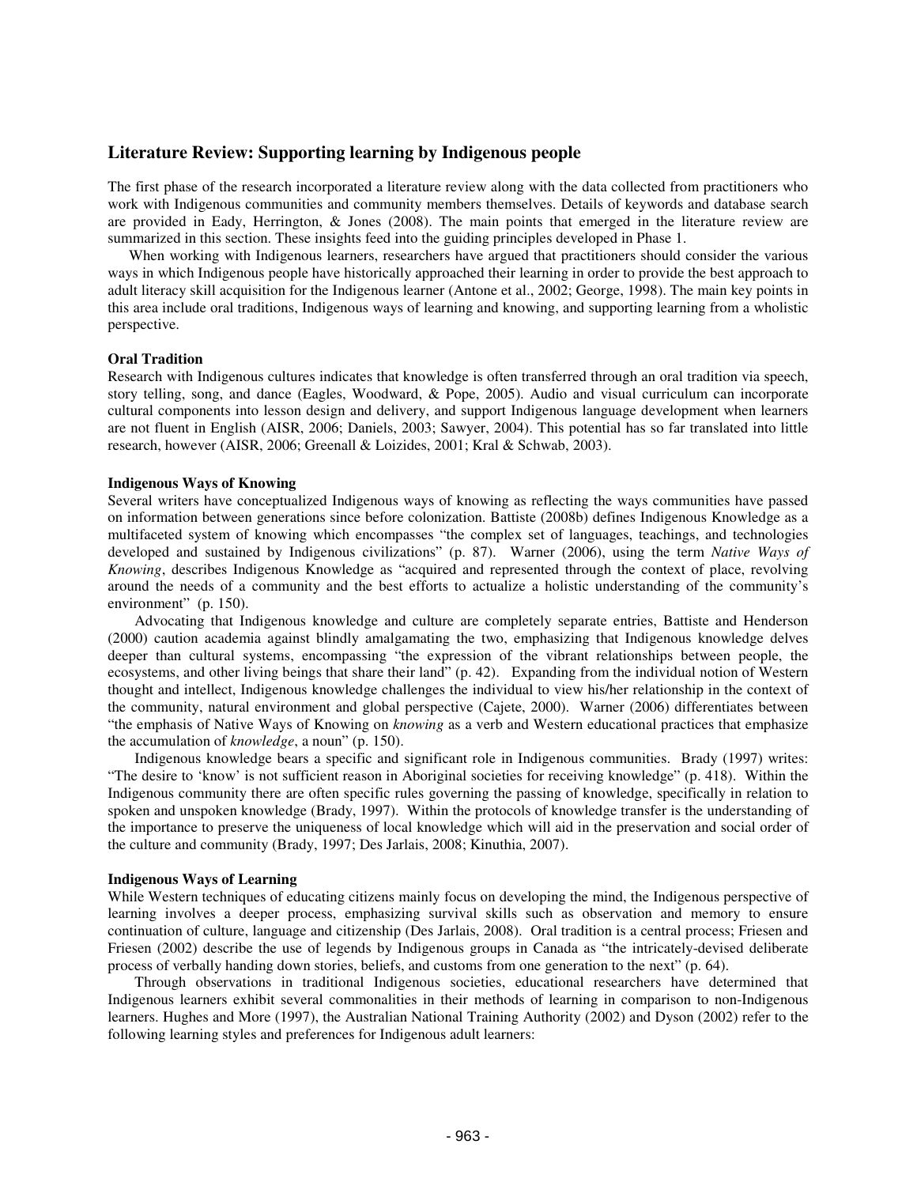## Literature Review: Supporting learning by Indigenous people

The first phase of the research incorporated a literature review along with the data collected from practitioners who work with Indigenous communities and community members themselves. Details of keywords and database search are provided in Eady, Herrington, & Jones (2008). The main points that emerged in the literature review are summarized in this section. These insights feed into the guiding principles developed in Phase 1.

When working with Indigenous learners, researchers have argued that practitioners should consider the various ways in which Indigenous people have historically approached their learning in order to provide the best approach to adult literacy skill acquisition for the Indigenous learner (Antone et al., 2002; George, 1998). The main key points in this area include oral traditions, Indigenous ways of learning and knowing, and supporting learning from a wholistic perspective.

### Oral Tradition

Research with Indigenous cultures indicates that knowledge is often transferred through an oral tradition via speech, story telling, song, and dance (Eagles, Woodward, & Pope, 2005). Audio and visual curriculum can incorporate cultural components into lesson design and delivery, and support Indigenous language development when learners are not fluent in English (AISR, 2006; Daniels, 2003; Sawyer, 2004). This potential has so far translated into little research, however (AISR, 2006; Greenall & Loizides, 2001; Kral & Schwab, 2003).

### Indigenous Ways of Knowing

Several writers have conceptualized Indigenous ways of knowing as reflecting the ways communities have passed on information between generations since before colonization. Battiste (2008b) defines Indigenous Knowledge as a multifaceted system of knowing which encompasses "the complex set of languages, teachings, and technologies developed and sustained by Indigenous civilizations" (p. 87). Warner (2006), using the term *Native Ways of Knowing*, describes Indigenous Knowledge as "acquired and represented through the context of place, revolving around the needs of a community and the best efforts to actualize a holistic understanding of the community's environment" (p. 150).

Advocating that Indigenous knowledge and culture are completely separate entries, Battiste and Henderson (2000) caution academia against blindly amalgamating the two, emphasizing that Indigenous knowledge delves deeper than cultural systems, encompassing "the expression of the vibrant relationships between people, the ecosystems, and other living beings that share their land" (p. 42). Expanding from the individual notion of Western thought and intellect, Indigenous knowledge challenges the individual to view his/her relationship in the context of the community, natural environment and global perspective (Cajete, 2000). Warner (2006) differentiates between "the emphasis of Native Ways of Knowing on *knowing* as a verb and Western educational practices that emphasize the accumulation of *knowledge*, a noun" (p. 150).

Indigenous knowledge bears a specific and significant role in Indigenous communities. Brady (1997) writes: "The desire to 'know' is not sufficient reason in Aboriginal societies for receiving knowledge" (p. 418). Within the Indigenous community there are often specific rules governing the passing of knowledge, specifically in relation to spoken and unspoken knowledge (Brady, 1997). Within the protocols of knowledge transfer is the understanding of the importance to preserve the uniqueness of local knowledge which will aid in the preservation and social order of the culture and community (Brady, 1997; Des Jarlais, 2008; Kinuthia, 2007).

### Indigenous Ways of Learning

While Western techniques of educating citizens mainly focus on developing the mind, the Indigenous perspective of learning involves a deeper process, emphasizing survival skills such as observation and memory to ensure continuation of culture, language and citizenship (Des Jarlais, 2008). Oral tradition is a central process; Friesen and Friesen (2002) describe the use of legends by Indigenous groups in Canada as "the intricately-devised deliberate process of verbally handing down stories, beliefs, and customs from one generation to the next" (p. 64).

Through observations in traditional Indigenous societies, educational researchers have determined that Indigenous learners exhibit several commonalities in their methods of learning in comparison to non-Indigenous learners. Hughes and More (1997), the Australian National Training Authority (2002) and Dyson (2002) refer to the following learning styles and preferences for Indigenous adult learners: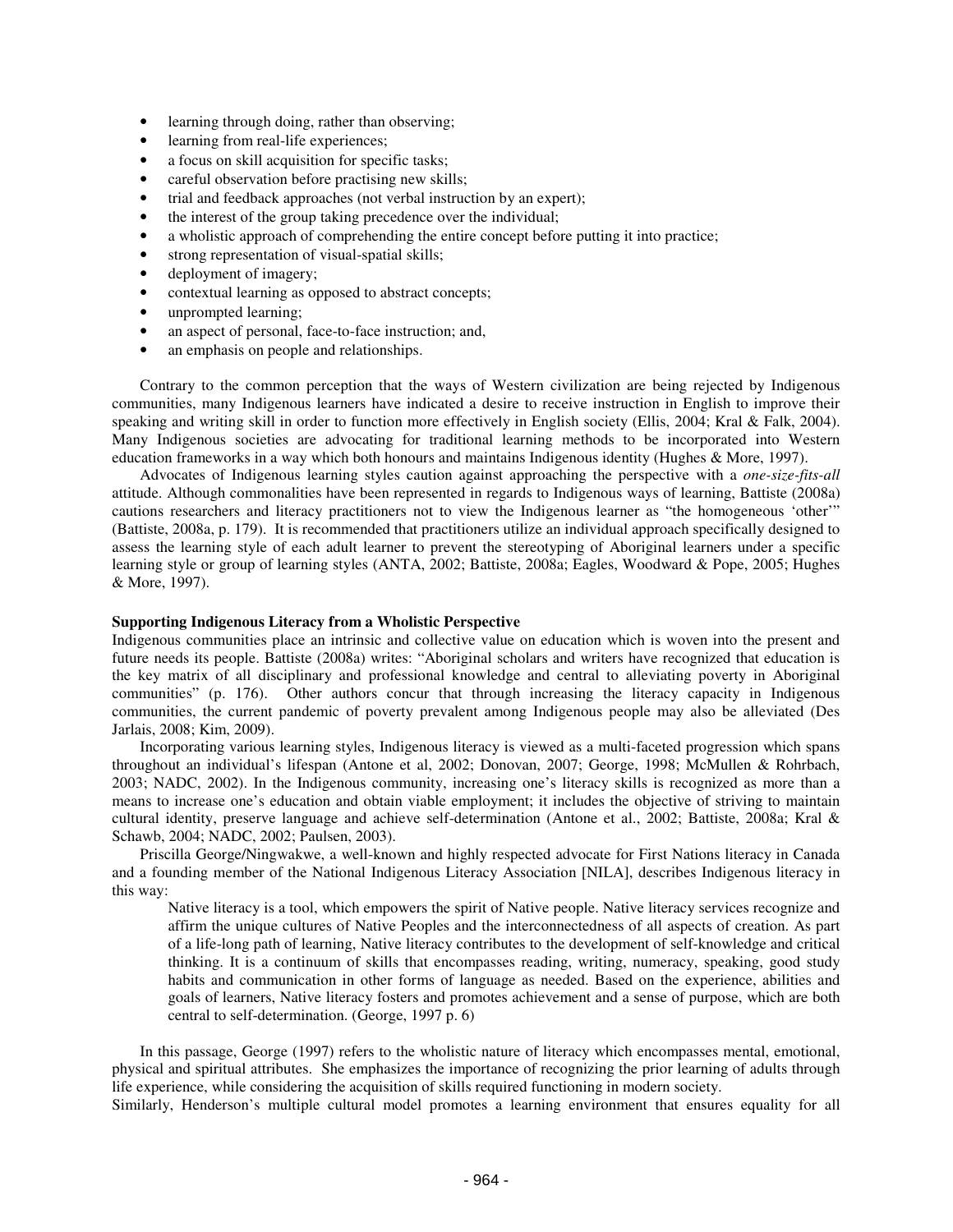- learning through doing, rather than observing;
- learning from real-life experiences;
- a focus on skill acquisition for specific tasks;
- careful observation before practising new skills;
- trial and feedback approaches (not verbal instruction by an expert);
- the interest of the group taking precedence over the individual;
- a wholistic approach of comprehending the entire concept before putting it into practice;
- strong representation of visual-spatial skills;
- deployment of imagery;
- contextual learning as opposed to abstract concepts;
- unprompted learning;
- an aspect of personal, face-to-face instruction; and,
- an emphasis on people and relationships.

Contrary to the common perception that the ways of Western civilization are being rejected by Indigenous communities, many Indigenous learners have indicated a desire to receive instruction in English to improve their speaking and writing skill in order to function more effectively in English society (Ellis, 2004; Kral & Falk, 2004). Many Indigenous societies are advocating for traditional learning methods to be incorporated into Western education frameworks in a way which both honours and maintains Indigenous identity (Hughes & More, 1997).

Advocates of Indigenous learning styles caution against approaching the perspective with a *one-size-fits-all* attitude. Although commonalities have been represented in regards to Indigenous ways of learning, Battiste (2008a) cautions researchers and literacy practitioners not to view the Indigenous learner as "the homogeneous 'other'" (Battiste, 2008a, p. 179). It is recommended that practitioners utilize an individual approach specifically designed to assess the learning style of each adult learner to prevent the stereotyping of Aboriginal learners under a specific learning style or group of learning styles (ANTA, 2002; Battiste, 2008a; Eagles, Woodward & Pope, 2005; Hughes & More, 1997).

**Supporting Indigenous Literacy from a Wholistic Perspective**

Indigenous communities place an intrinsic and collective value on education which is woven into the present and future needs its people. Battiste (2008a) writes: "Aboriginal scholars and writers have recognized that education is the key matrix of all disciplinary and professional knowledge and central to alleviating poverty in Aboriginal communities" (p. 176). Other authors concur that through increasing the literacy capacity in Indigenous communities, the current pandemic of poverty prevalent among Indigenous people may also be alleviated (Des Jarlais, 2008; Kim, 2009).

Incorporating various learning styles, Indigenous literacy is viewed as a multi-faceted progression which spans throughout an individual's lifespan (Antone et al, 2002; Donovan, 2007; George, 1998; McMullen & Rohrbach, 2003; NADC, 2002). In the Indigenous community, increasing one's literacy skills is recognized as more than a means to increase one's education and obtain viable employment; it includes the objective of striving to maintain cultural identity, preserve language and achieve self-determination (Antone et al., 2002; Battiste, 2008a; Kral & Schawb, 2004; NADC, 2002; Paulsen, 2003).

Priscilla George/Ningwakwe, a well-known and highly respected advocate for First Nations literacy in Canada and a founding member of the National Indigenous Literacy Association [NILA], describes Indigenous literacy in this way:

> Native literacy is a tool, which empowers the spirit of Native people. Native literacy services recognize and affirm the unique cultures of Native Peoples and the interconnectedness of all aspects of creation. As part of a life-long path of learning, Native literacy contributes to the development of self-knowledge and critical thinking. It is a continuum of skills that encompasses reading, writing, numeracy, speaking, good study habits and communication in other forms of language as needed. Based on the experience, abilities and goals of learners, Native literacy fosters and promotes achievement and a sense of purpose, which are both central to self-determination. (George, 1997 p. 6)

In this passage, George (1997) refers to the wholistic nature of literacy which encompasses mental, emotional, physical and spiritual attributes. She emphasizes the importance of recognizing the prior learning of adults through life experience, while considering the acquisition of skills required functioning in modern society.

Similarly, Henderson's multiple cultural model promotes a learning environment that ensures equality for all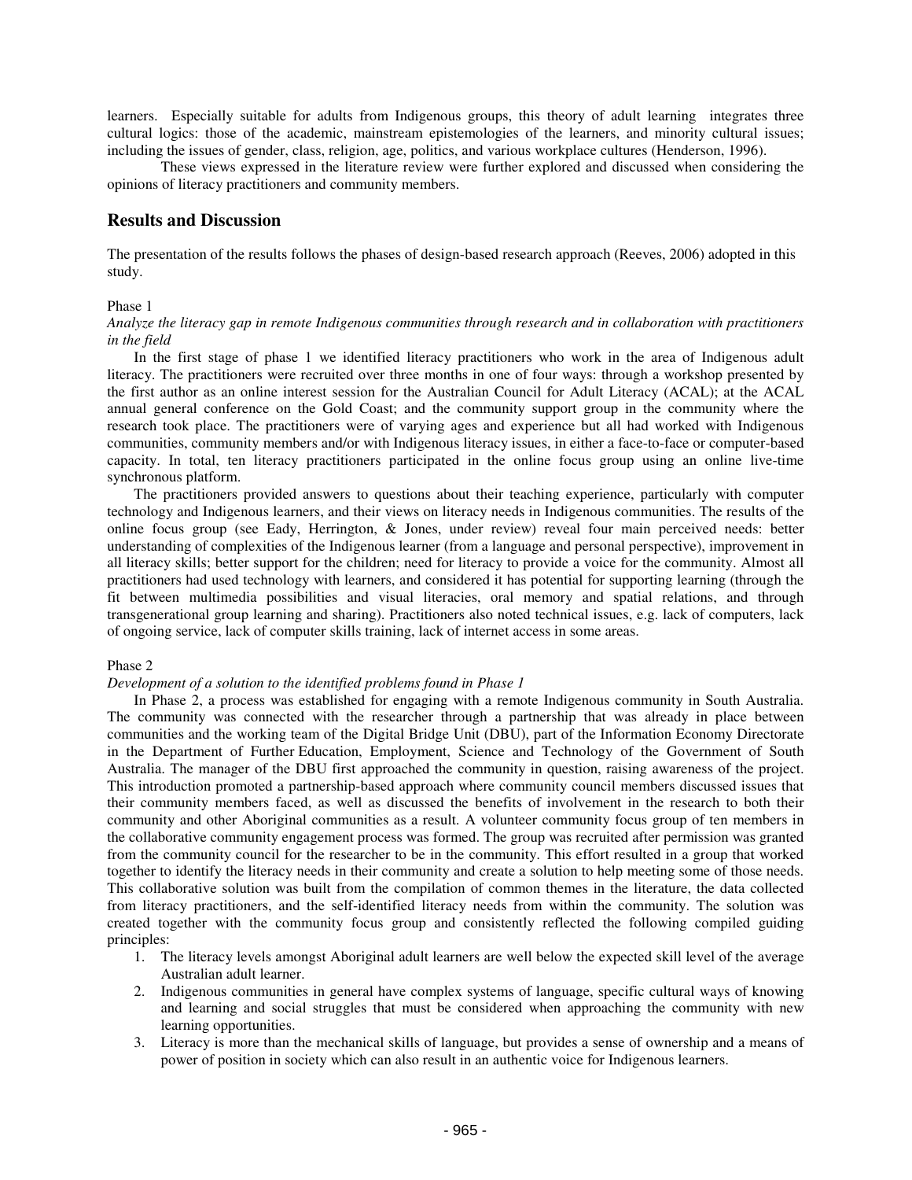learners. Especially suitable for adults from Indigenous groups, this theory of adult learning integrates three cultural logics: those of the academic, mainstream epistemologies of the learners, and minority cultural issues; including the issues of gender, class, religion, age, politics, and various workplace cultures (Henderson, 1996).

These views expressed in the literature review were further explored and discussed when considering the opinions of literacy practitioners and community members.

## Results and Discussion

The presentation of the results follows the phases of design-based research approach (Reeves, 2006) adopted in this study.

Phase 1

*Analyze the literacy gap in remote Indigenous communities through research and in collaboration with practitioners in the field*

In the first stage of phase 1 we identified literacy practitioners who work in the area of Indigenous adult literacy. The practitioners were recruited over three months in one of four ways: through a workshop presented by the first author as an online interest session for the Australian Council for Adult Literacy (ACAL); at the ACAL annual general conference on the Gold Coast; and the community support group in the community where the research took place. The practitioners were of varying ages and experience but all had worked with Indigenous communities, community members and/or with Indigenous literacy issues, in either a face-to-face or computer-based capacity. In total, ten literacy practitioners participated in the online focus group using an online live-time synchronous platform.

The practitioners provided answers to questions about their teaching experience, particularly with computer technology and Indigenous learners, and their views on literacy needs in Indigenous communities. The results of the online focus group (see Eady, Herrington, & Jones, under review) reveal four main perceived needs: better understanding of complexities of the Indigenous learner (from a language and personal perspective), improvement in all literacy skills; better support for the children; need for literacy to provide a voice for the community. Almost all practitioners had used technology with learners, and considered it has potential for supporting learning (through the fit between multimedia possibilities and visual literacies, oral memory and spatial relations, and through transgenerational group learning and sharing). Practitioners also noted technical issues, e.g. lack of computers, lack of ongoing service, lack of computer skills training, lack of internet access in some areas.

Phase 2

*Development of a solution to the identified problems found in Phase 1*

In Phase 2, a process was established for engaging with a remote Indigenous community in South Australia. The community was connected with the researcher through a partnership that was already in place between communities and the working team of the Digital Bridge Unit (DBU), part of the Information Economy Directorate in the Department of Further Education, Employment, Science and Technology of the Government of South Australia. The manager of the DBU first approached the community in question, raising awareness of the project. This introduction promoted a partnership-based approach where community council members discussed issues that their community members faced, as well as discussed the benefits of involvement in the research to both their community and other Aboriginal communities as a result. A volunteer community focus group of ten members in the collaborative community engagement process was formed. The group was recruited after permission was granted from the community council for the researcher to be in the community. This effort resulted in a group that worked together to identify the literacy needs in their community and create a solution to help meeting some of those needs. This collaborative solution was built from the compilation of common themes in the literature, the data collected from literacy practitioners, and the self-identified literacy needs from within the community. The solution was created together with the community focus group and consistently reflected the following compiled guiding principles:

1. The literacy levels amongst Aboriginal adult learners are well below the expected skill level of the average Australian adult learner.
2. Indigenous communities in general have complex systems of language, specific cultural ways of knowing and learning and social struggles that must be considered when approaching the community with new learning opportunities.
3. Literacy is more than the mechanical skills of language, but provides a sense of ownership and a means of power of position in society which can also result in an authentic voice for Indigenous learners.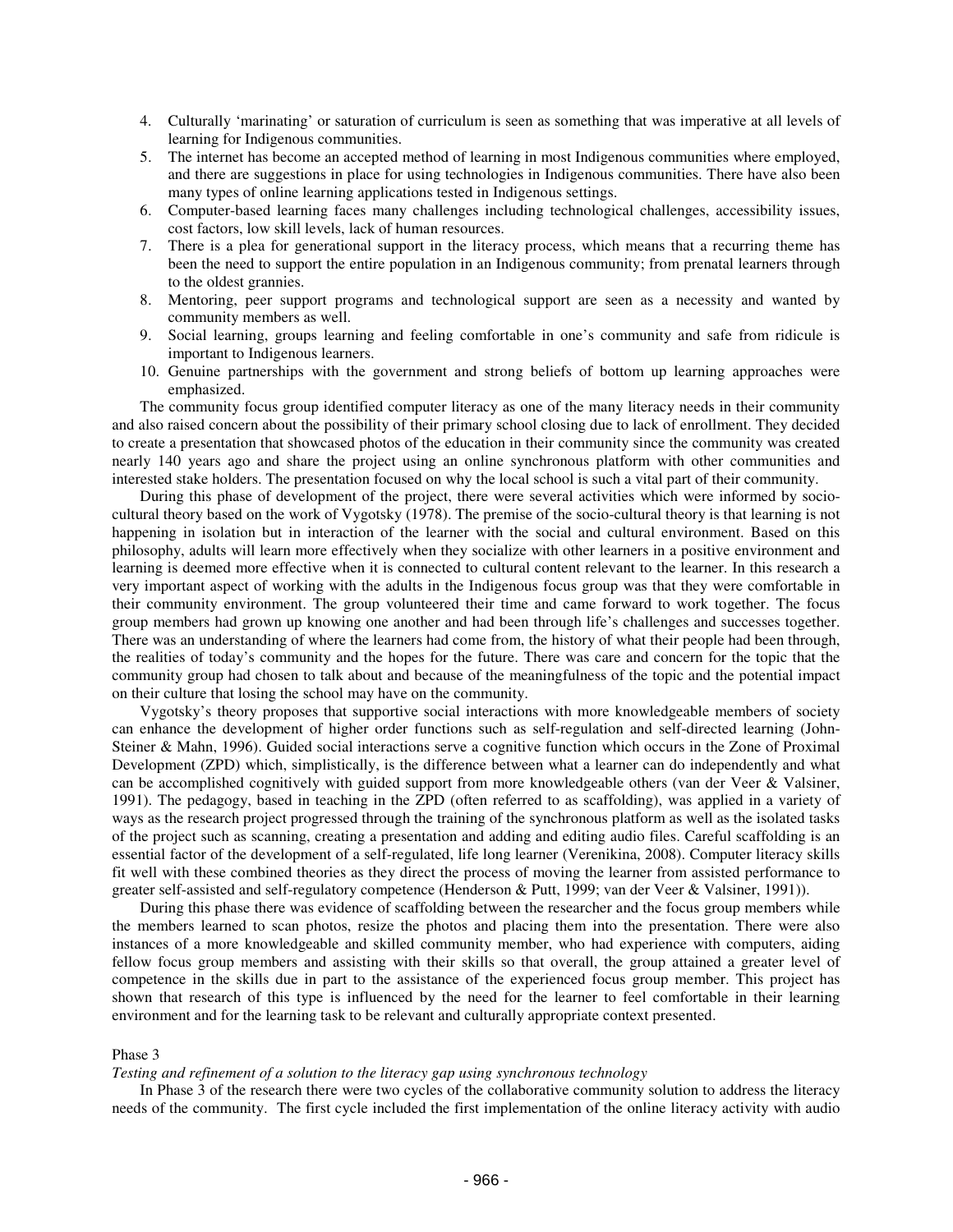4. Culturally 'marinating' or saturation of curriculum is seen as something that was imperative at all levels of learning for Indigenous communities.
5. The internet has become an accepted method of learning in most Indigenous communities where employed, and there are suggestions in place for using technologies in Indigenous communities. There have also been many types of online learning applications tested in Indigenous settings.
6. Computer-based learning faces many challenges including technological challenges, accessibility issues, cost factors, low skill levels, lack of human resources.
7. There is a plea for generational support in the literacy process, which means that a recurring theme has been the need to support the entire population in an Indigenous community; from prenatal learners through to the oldest grannies.
8. Mentoring, peer support programs and technological support are seen as a necessity and wanted by community members as well.
9. Social learning, groups learning and feeling comfortable in one's community and safe from ridicule is important to Indigenous learners.
10. Genuine partnerships with the government and strong beliefs of bottom up learning approaches were emphasized.

The community focus group identified computer literacy as one of the many literacy needs in their community and also raised concern about the possibility of their primary school closing due to lack of enrollment. They decided to create a presentation that showcased photos of the education in their community since the community was created nearly 140 years ago and share the project using an online synchronous platform with other communities and interested stake holders. The presentation focused on why the local school is such a vital part of their community.

During this phase of development of the project, there were several activities which were informed by socio-cultural theory based on the work of Vygotsky (1978). The premise of the socio-cultural theory is that learning is not happening in isolation but in interaction of the learner with the social and cultural environment. Based on this philosophy, adults will learn more effectively when they socialize with other learners in a positive environment and learning is deemed more effective when it is connected to cultural content relevant to the learner. In this research a very important aspect of working with the adults in the Indigenous focus group was that they were comfortable in their community environment. The group volunteered their time and came forward to work together. The focus group members had grown up knowing one another and had been through life's challenges and successes together. There was an understanding of where the learners had come from, the history of what their people had been through, the realities of today's community and the hopes for the future. There was care and concern for the topic that the community group had chosen to talk about and because of the meaningfulness of the topic and the potential impact on their culture that losing the school may have on the community.

Vygotsky's theory proposes that supportive social interactions with more knowledgeable members of society can enhance the development of higher order functions such as self-regulation and self-directed learning (John-Steiner & Mahn, 1996). Guided social interactions serve a cognitive function which occurs in the Zone of Proximal Development (ZPD) which, simplistically, is the difference between what a learner can do independently and what can be accomplished cognitively with guided support from more knowledgeable others (van der Veer & Valsiner, 1991). The pedagogy, based in teaching in the ZPD (often referred to as scaffolding), was applied in a variety of ways as the research project progressed through the training of the synchronous platform as well as the isolated tasks of the project such as scanning, creating a presentation and adding and editing audio files. Careful scaffolding is an essential factor of the development of a self-regulated, life long learner (Verenikina, 2008). Computer literacy skills fit well with these combined theories as they direct the process of moving the learner from assisted performance to greater self-assisted and self-regulatory competence (Henderson & Putt, 1999; van der Veer & Valsiner, 1991)).

During this phase there was evidence of scaffolding between the researcher and the focus group members while the members learned to scan photos, resize the photos and placing them into the presentation. There were also instances of a more knowledgeable and skilled community member, who had experience with computers, aiding fellow focus group members and assisting with their skills so that overall, the group attained a greater level of competence in the skills due in part to the assistance of the experienced focus group member. This project has shown that research of this type is influenced by the need for the learner to feel comfortable in their learning environment and for the learning task to be relevant and culturally appropriate context presented.

Phase 3

*Testing and refinement of a solution to the literacy gap using synchronous technology*

In Phase 3 of the research there were two cycles of the collaborative community solution to address the literacy needs of the community. The first cycle included the first implementation of the online literacy activity with audio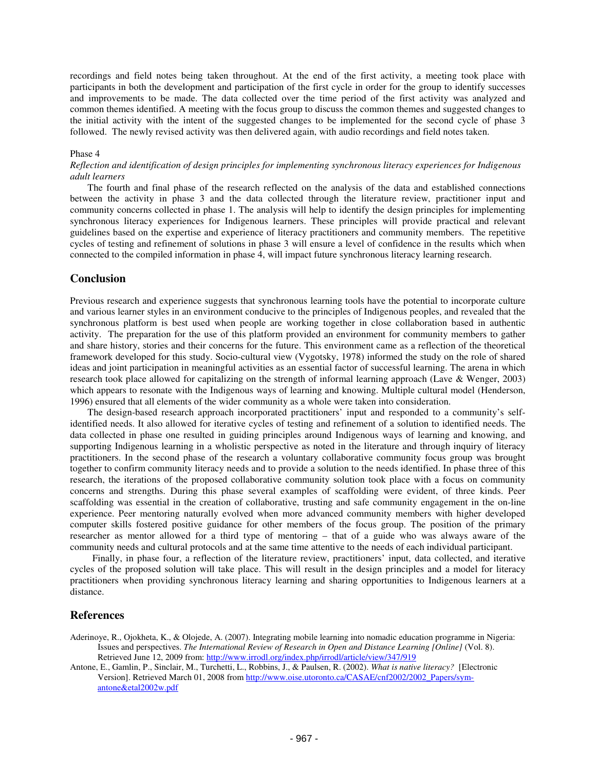recordings and field notes being taken throughout. At the end of the first activity, a meeting took place with participants in both the development and participation of the first cycle in order for the group to identify successes and improvements to be made. The data collected over the time period of the first activity was analyzed and common themes identified. A meeting with the focus group to discuss the common themes and suggested changes to the initial activity with the intent of the suggested changes to be implemented for the second cycle of phase 3 followed. The newly revised activity was then delivered again, with audio recordings and field notes taken.

Phase 4

*Reflection and identification of design principles for implementing synchronous literacy experiences for Indigenous adult learners*

The fourth and final phase of the research reflected on the analysis of the data and established connections between the activity in phase 3 and the data collected through the literature review, practitioner input and community concerns collected in phase 1. The analysis will help to identify the design principles for implementing synchronous literacy experiences for Indigenous learners. These principles will provide practical and relevant guidelines based on the expertise and experience of literacy practitioners and community members. The repetitive cycles of testing and refinement of solutions in phase 3 will ensure a level of confidence in the results which when connected to the compiled information in phase 4, will impact future synchronous literacy learning research.

## Conclusion

Previous research and experience suggests that synchronous learning tools have the potential to incorporate culture and various learner styles in an environment conducive to the principles of Indigenous peoples, and revealed that the synchronous platform is best used when people are working together in close collaboration based in authentic activity. The preparation for the use of this platform provided an environment for community members to gather and share history, stories and their concerns for the future. This environment came as a reflection of the theoretical framework developed for this study. Socio-cultural view (Vygotsky, 1978) informed the study on the role of shared ideas and joint participation in meaningful activities as an essential factor of successful learning. The arena in which research took place allowed for capitalizing on the strength of informal learning approach (Lave & Wenger, 2003) which appears to resonate with the Indigenous ways of learning and knowing. Multiple cultural model (Henderson, 1996) ensured that all elements of the wider community as a whole were taken into consideration.

The design-based research approach incorporated practitioners' input and responded to a community's self-identified needs. It also allowed for iterative cycles of testing and refinement of a solution to identified needs. The data collected in phase one resulted in guiding principles around Indigenous ways of learning and knowing, and supporting Indigenous learning in a wholistic perspective as noted in the literature and through inquiry of literacy practitioners. In the second phase of the research a voluntary collaborative community focus group was brought together to confirm community literacy needs and to provide a solution to the needs identified. In phase three of this research, the iterations of the proposed collaborative community solution took place with a focus on community concerns and strengths. During this phase several examples of scaffolding were evident, of three kinds. Peer scaffolding was essential in the creation of collaborative, trusting and safe community engagement in the on-line experience. Peer mentoring naturally evolved when more advanced community members with higher developed computer skills fostered positive guidance for other members of the focus group. The position of the primary researcher as mentor allowed for a third type of mentoring – that of a guide who was always aware of the community needs and cultural protocols and at the same time attentive to the needs of each individual participant.

Finally, in phase four, a reflection of the literature review, practitioners' input, data collected, and iterative cycles of the proposed solution will take place. This will result in the design principles and a model for literacy practitioners when providing synchronous literacy learning and sharing opportunities to Indigenous learners at a distance.

## References

Aderinoye, R., Ojokheta, K., & Olojede, A. (2007). Integrating mobile learning into nomadic education programme in Nigeria: Issues and perspectives. *The International Review of Research in Open and Distance Learning [Online]* (Vol. 8). Retrieved June 12, 2009 from: http://www.irrodl.org/index.php/irrodl/article/view/347/919

Antone, E., Gamlin, P., Sinclair, M., Turchetti, L., Robbins, J., & Paulsen, R. (2002). *What is native literacy?* [Electronic Version]. Retrieved March 01, 2008 from http://www.oise.utoronto.ca/CASAE/cnf2002/2002_Papers/sym-antone&etal2002w.pdf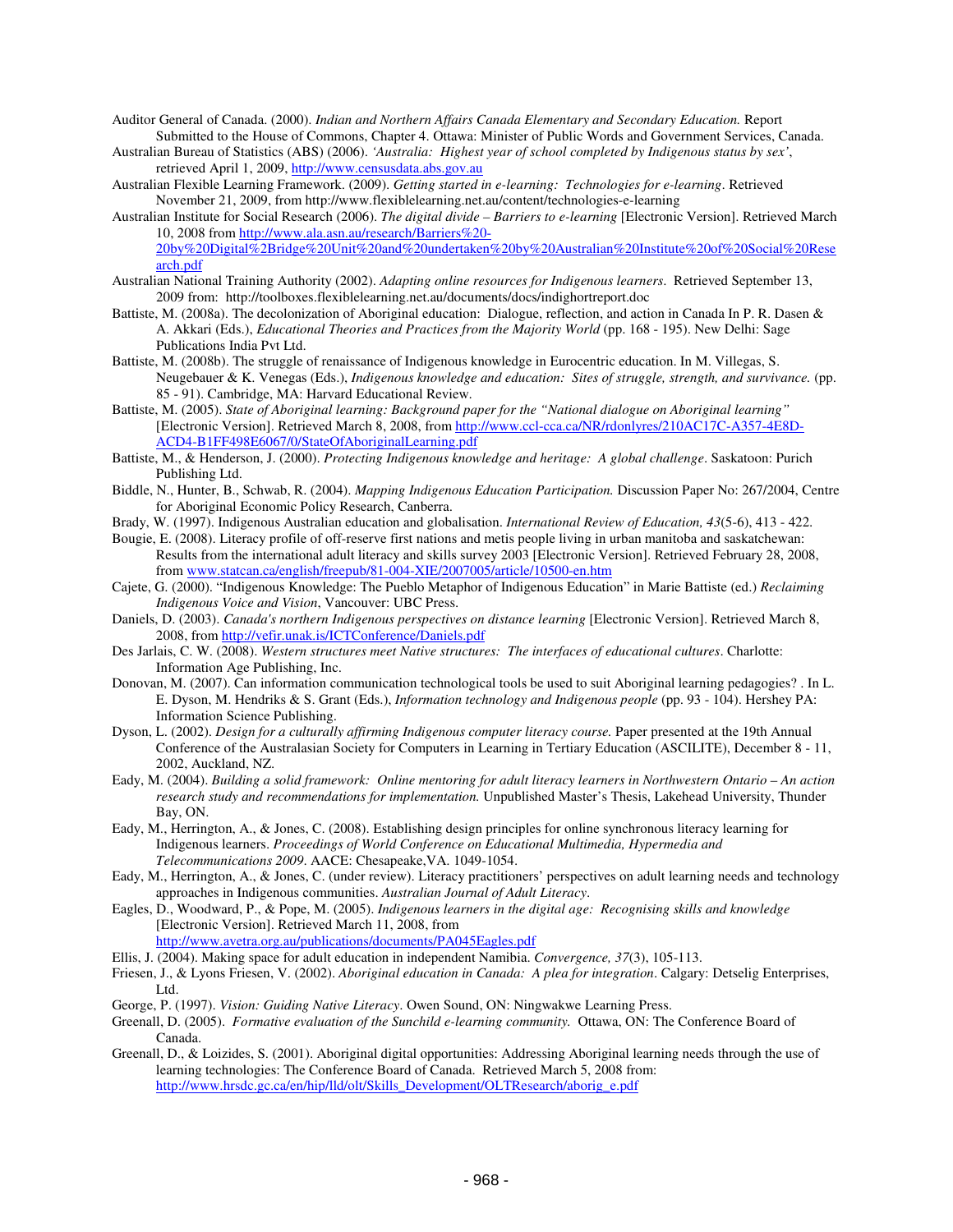Auditor General of Canada. (2000). *Indian and Northern Affairs Canada Elementary and Secondary Education.* Report Submitted to the House of Commons, Chapter 4. Ottawa: Minister of Public Words and Government Services, Canada.

Australian Bureau of Statistics (ABS) (2006). *'Australia: Highest year of school completed by Indigenous status by sex'*, retrieved April 1, 2009, http://www.censusdata.abs.gov.au

Australian Flexible Learning Framework. (2009). *Getting started in e-learning: Technologies for e-learning*. Retrieved November 21, 2009, from http://www.flexiblelearning.net.au/content/technologies-e-learning

Australian Institute for Social Research (2006). *The digital divide – Barriers to e-learning* [Electronic Version]. Retrieved March 10, 2008 from http://www.ala.asn.au/research/Barriers%20-20by%20Digital%2Bridge%20Unit%20and%20undertaken%20by%20Australian%20Institute%20of%20Social%20Research.pdf

Australian National Training Authority (2002). *Adapting online resources for Indigenous learners*. Retrieved September 13, 2009 from: http://toolboxes.flexiblelearning.net.au/documents/docs/indighortreport.doc

Battiste, M. (2008a). The decolonization of Aboriginal education: Dialogue, reflection, and action in Canada In P. R. Dasen & A. Akkari (Eds.), *Educational Theories and Practices from the Majority World* (pp. 168 - 195). New Delhi: Sage Publications India Pvt Ltd.

Battiste, M. (2008b). The struggle of renaissance of Indigenous knowledge in Eurocentric education. In M. Villegas, S. Neugebauer & K. Venegas (Eds.), *Indigenous knowledge and education: Sites of struggle, strength, and survivance.* (pp. 85 - 91). Cambridge, MA: Harvard Educational Review.

Battiste, M. (2005). *State of Aboriginal learning: Background paper for the "National dialogue on Aboriginal learning"* [Electronic Version]. Retrieved March 8, 2008, from http://www.ccl-cca.ca/NR/rdonlyres/210AC17C-A357-4E8D-ACD4-B1FF498E6067/0/StateOfAboriginalLearning.pdf

Battiste, M., & Henderson, J. (2000). *Protecting Indigenous knowledge and heritage: A global challenge*. Saskatoon: Purich Publishing Ltd.

Biddle, N., Hunter, B., Schwab, R. (2004). *Mapping Indigenous Education Participation.* Discussion Paper No: 267/2004, Centre for Aboriginal Economic Policy Research, Canberra.

Brady, W. (1997). Indigenous Australian education and globalisation. *International Review of Education, 43*(5-6), 413 - 422.

Bougie, E. (2008). Literacy profile of off-reserve first nations and metis people living in urban manitoba and saskatchewan: Results from the international adult literacy and skills survey 2003 [Electronic Version]. Retrieved February 28, 2008, from www.statcan.ca/english/freepub/81-004-XIE/2007005/article/10500-en.htm

Cajete, G. (2000). "Indigenous Knowledge: The Pueblo Metaphor of Indigenous Education" in Marie Battiste (ed.) *Reclaiming Indigenous Voice and Vision*, Vancouver: UBC Press.

Daniels, D. (2003). *Canada's northern Indigenous perspectives on distance learning* [Electronic Version]. Retrieved March 8, 2008, from http://vefir.unak.is/ICTConference/Daniels.pdf

Des Jarlais, C. W. (2008). *Western structures meet Native structures: The interfaces of educational cultures*. Charlotte: Information Age Publishing, Inc.

Donovan, M. (2007). Can information communication technological tools be used to suit Aboriginal learning pedagogies? . In L. E. Dyson, M. Hendriks & S. Grant (Eds.), *Information technology and Indigenous people* (pp. 93 - 104). Hershey PA: Information Science Publishing.

Dyson, L. (2002). *Design for a culturally affirming Indigenous computer literacy course.* Paper presented at the 19th Annual Conference of the Australasian Society for Computers in Learning in Tertiary Education (ASCILITE), December 8 - 11, 2002, Auckland, NZ.

Eady, M. (2004). *Building a solid framework: Online mentoring for adult literacy learners in Northwestern Ontario – An action research study and recommendations for implementation.* Unpublished Master's Thesis, Lakehead University, Thunder Bay, ON.

Eady, M., Herrington, A., & Jones, C. (2008). Establishing design principles for online synchronous literacy learning for Indigenous learners. *Proceedings of World Conference on Educational Multimedia, Hypermedia and Telecommunications 2009*. AACE: Chesapeake,VA. 1049-1054.

Eady, M., Herrington, A., & Jones, C. (under review). Literacy practitioners' perspectives on adult learning needs and technology approaches in Indigenous communities. *Australian Journal of Adult Literacy*.

Eagles, D., Woodward, P., & Pope, M. (2005). *Indigenous learners in the digital age: Recognising skills and knowledge* [Electronic Version]. Retrieved March 11, 2008, from http://www.avetra.org.au/publications/documents/PA045Eagles.pdf

Ellis, J. (2004). Making space for adult education in independent Namibia. *Convergence, 37*(3), 105-113.

Friesen, J., & Lyons Friesen, V. (2002). *Aboriginal education in Canada: A plea for integration*. Calgary: Detselig Enterprises, Ltd.

George, P. (1997). *Vision: Guiding Native Literacy*. Owen Sound, ON: Ningwakwe Learning Press.

Greenall, D. (2005). *Formative evaluation of the Sunchild e-learning community.* Ottawa, ON: The Conference Board of Canada.

Greenall, D., & Loizides, S. (2001). Aboriginal digital opportunities: Addressing Aboriginal learning needs through the use of learning technologies: The Conference Board of Canada. Retrieved March 5, 2008 from: http://www.hrsdc.gc.ca/en/hip/lld/olt/Skills_Development/OLTResearch/aborig_e.pdf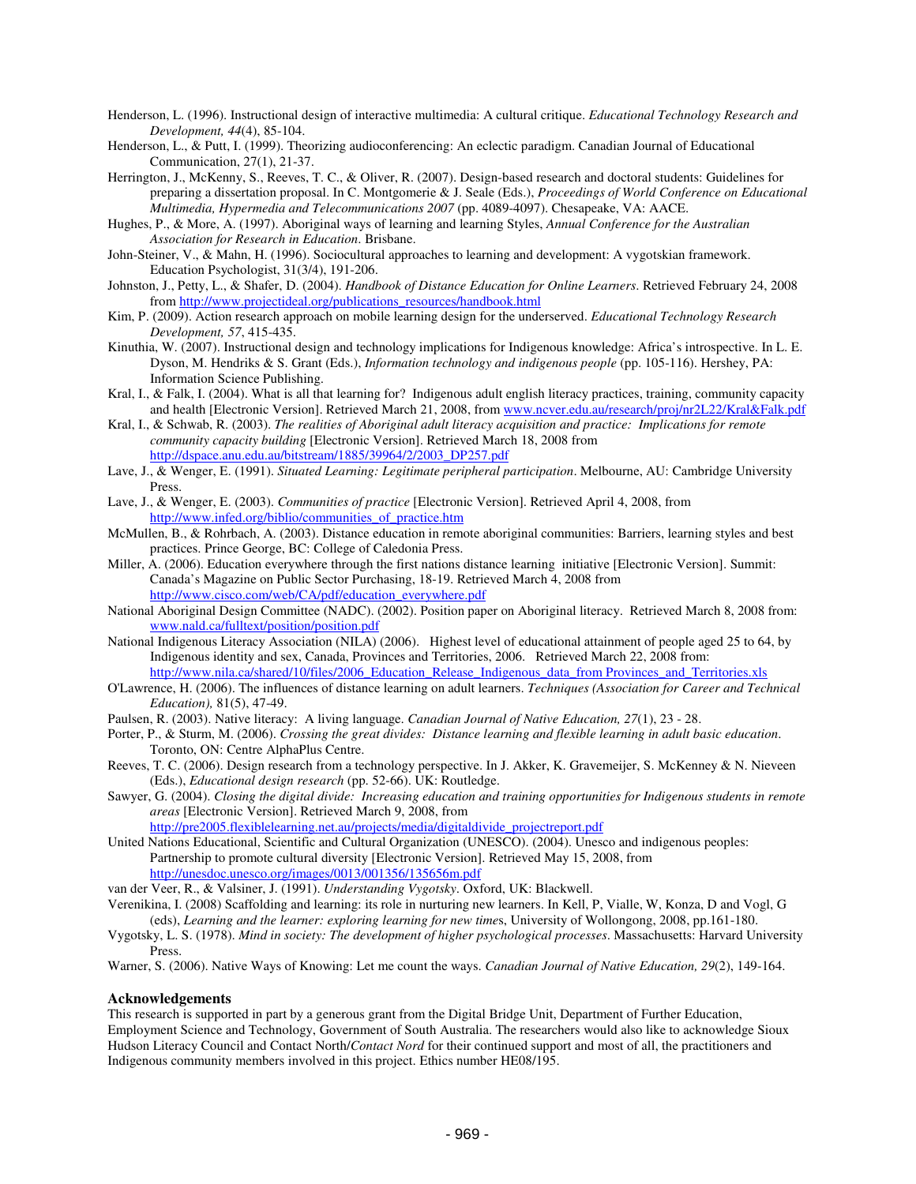Henderson, L. (1996). Instructional design of interactive multimedia: A cultural critique. *Educational Technology Research and Development, 44*(4), 85-104.

Henderson, L., & Putt, I. (1999). Theorizing audioconferencing: An eclectic paradigm. Canadian Journal of Educational Communication, 27(1), 21-37.

Herrington, J., McKenny, S., Reeves, T. C., & Oliver, R. (2007). Design-based research and doctoral students: Guidelines for preparing a dissertation proposal. In C. Montgomerie & J. Seale (Eds.), *Proceedings of World Conference on Educational Multimedia, Hypermedia and Telecommunications 2007* (pp. 4089-4097). Chesapeake, VA: AACE.

Hughes, P., & More, A. (1997). Aboriginal ways of learning and learning Styles, *Annual Conference for the Australian Association for Research in Education*. Brisbane.

John-Steiner, V., & Mahn, H. (1996). Sociocultural approaches to learning and development: A vygotskian framework. Education Psychologist, 31(3/4), 191-206.

Johnston, J., Petty, L., & Shafer, D. (2004). *Handbook of Distance Education for Online Learners*. Retrieved February 24, 2008 from http://www.projectideal.org/publications_resources/handbook.html

Kim, P. (2009). Action research approach on mobile learning design for the underserved. *Educational Technology Research Development, 57*, 415-435.

Kinuthia, W. (2007). Instructional design and technology implications for Indigenous knowledge: Africa's introspective. In L. E. Dyson, M. Hendriks & S. Grant (Eds.), *Information technology and indigenous people* (pp. 105-116). Hershey, PA: Information Science Publishing.

Kral, I., & Falk, I. (2004). What is all that learning for? Indigenous adult english literacy practices, training, community capacity and health [Electronic Version]. Retrieved March 21, 2008, from www.ncver.edu.au/research/proj/nr2L22/Kral&Falk.pdf

Kral, I., & Schwab, R. (2003). *The realities of Aboriginal adult literacy acquisition and practice: Implications for remote community capacity building* [Electronic Version]. Retrieved March 18, 2008 from http://dspace.anu.edu.au/bitstream/1885/39964/2/2003_DP257.pdf

Lave, J., & Wenger, E. (1991). *Situated Learning: Legitimate peripheral participation*. Melbourne, AU: Cambridge University Press.

Lave, J., & Wenger, E. (2003). *Communities of practice* [Electronic Version]. Retrieved April 4, 2008, from http://www.infed.org/biblio/communities_of_practice.htm

McMullen, B., & Rohrbach, A. (2003). Distance education in remote aboriginal communities: Barriers, learning styles and best practices. Prince George, BC: College of Caledonia Press.

Miller, A. (2006). Education everywhere through the first nations distance learning initiative [Electronic Version]. Summit: Canada's Magazine on Public Sector Purchasing, 18-19. Retrieved March 4, 2008 from http://www.cisco.com/web/CA/pdf/education_everywhere.pdf

National Aboriginal Design Committee (NADC). (2002). Position paper on Aboriginal literacy. Retrieved March 8, 2008 from: www.nald.ca/fulltext/position/position.pdf

National Indigenous Literacy Association (NILA) (2006). Highest level of educational attainment of people aged 25 to 64, by Indigenous identity and sex, Canada, Provinces and Territories, 2006. Retrieved March 22, 2008 from: http://www.nila.ca/shared/10/files/2006_Education_Release_Indigenous_data_from Provinces_and_Territories.xls

O'Lawrence, H. (2006). The influences of distance learning on adult learners. *Techniques (Association for Career and Technical Education),* 81(5), 47-49.

Paulsen, R. (2003). Native literacy: A living language. *Canadian Journal of Native Education, 27*(1), 23 - 28.

Porter, P., & Sturm, M. (2006). *Crossing the great divides: Distance learning and flexible learning in adult basic education*. Toronto, ON: Centre AlphaPlus Centre.

Reeves, T. C. (2006). Design research from a technology perspective. In J. Akker, K. Gravemeijer, S. McKenney & N. Nieveen (Eds.), *Educational design research* (pp. 52-66). UK: Routledge.

Sawyer, G. (2004). *Closing the digital divide: Increasing education and training opportunities for Indigenous students in remote areas* [Electronic Version]. Retrieved March 9, 2008, from http://pre2005.flexiblelearning.net.au/projects/media/digitaldivide_projectreport.pdf

United Nations Educational, Scientific and Cultural Organization (UNESCO). (2004). Unesco and indigenous peoples: Partnership to promote cultural diversity [Electronic Version]. Retrieved May 15, 2008, from http://unesdoc.unesco.org/images/0013/001356/135656m.pdf

van der Veer, R., & Valsiner, J. (1991). *Understanding Vygotsky*. Oxford, UK: Blackwell.

Verenikina, I. (2008) Scaffolding and learning: its role in nurturing new learners. In Kell, P, Vialle, W, Konza, D and Vogl, G (eds), *Learning and the learner: exploring learning for new times*, University of Wollongong, 2008, pp.161-180.

Vygotsky, L. S. (1978). *Mind in society: The development of higher psychological processes*. Massachusetts: Harvard University Press.

Warner, S. (2006). Native Ways of Knowing: Let me count the ways. *Canadian Journal of Native Education, 29*(2), 149-164.

## Acknowledgements

This research is supported in part by a generous grant from the Digital Bridge Unit, Department of Further Education, Employment Science and Technology, Government of South Australia. The researchers would also like to acknowledge Sioux Hudson Literacy Council and Contact North/*Contact Nord* for their continued support and most of all, the practitioners and Indigenous community members involved in this project. Ethics number HE08/195.